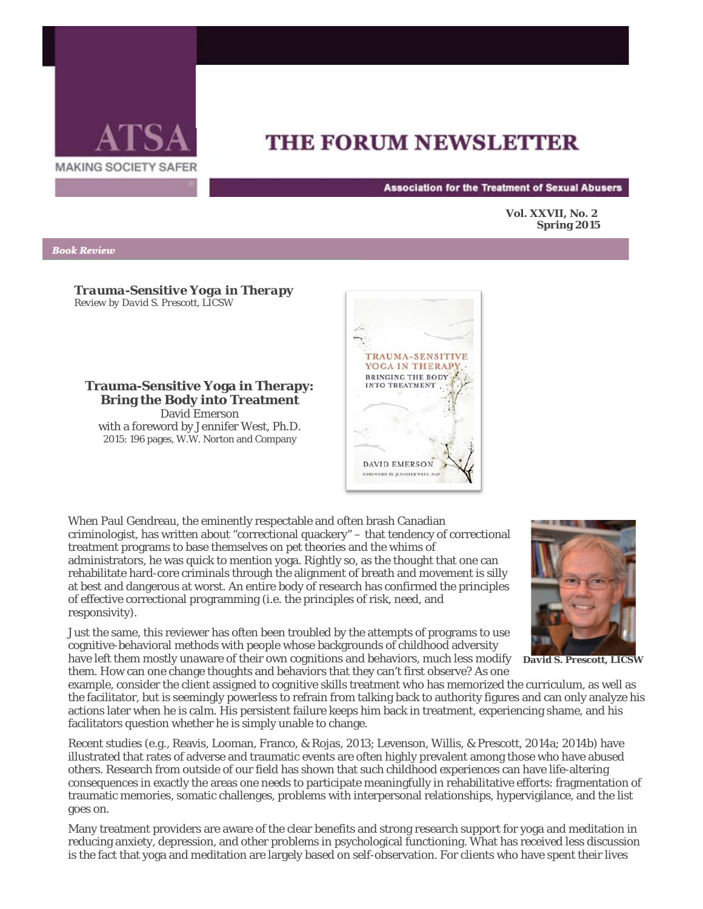# THE FORUM NEWSLETTER

ATSA — MAKING SOCIETY SAFER

Association for the Treatment of Sexual Abusers

**Vol. XXVII, No. 2**
**Spring 2015**

*Book Review*

## *Trauma-Sensitive Yoga in Therapy*

*Review by David S. Prescott, LICSW*

**Trauma-Sensitive Yoga in Therapy: Bring the Body into Treatment**
David Emerson
with a foreword by Jennifer West, Ph.D.
2015: 196 pages, W.W. Norton and Company

When Paul Gendreau, the eminently respectable and often brash Canadian criminologist, has written about "correctional quackery" – that tendency of correctional treatment programs to base themselves on pet theories and the whims of administrators, he was quick to mention yoga. Rightly so, as the thought that one can rehabilitate hard-core criminals through the alignment of breath and movement is silly at best and dangerous at worst. An entire body of research has confirmed the principles of effective correctional programming (i.e. the principles of risk, need, and responsivity).

**David S. Prescott, LICSW**

Just the same, this reviewer has often been troubled by the attempts of programs to use cognitive-behavioral methods with people whose backgrounds of childhood adversity have left them mostly unaware of their own cognitions and behaviors, much less modify them. How can one change thoughts and behaviors that they can't first observe? As one example, consider the client assigned to cognitive skills treatment who has memorized the curriculum, as well as the facilitator, but is seemingly powerless to refrain from talking back to authority figures and can only analyze his actions later when he is calm. His persistent failure keeps him back in treatment, experiencing shame, and his facilitators question whether he is simply unable to change.

Recent studies (e.g., Reavis, Looman, Franco, & Rojas, 2013; Levenson, Willis, & Prescott, 2014a; 2014b) have illustrated that rates of adverse and traumatic events are often highly prevalent among those who have abused others. Research from outside of our field has shown that such childhood experiences can have life-altering consequences in exactly the areas one needs to participate meaningfully in rehabilitative efforts: fragmentation of traumatic memories, somatic challenges, problems with interpersonal relationships, hypervigilance, and the list goes on.

Many treatment providers are aware of the clear benefits and strong research support for yoga and meditation in reducing anxiety, depression, and other problems in psychological functioning. What has received less discussion is the fact that yoga and meditation are largely based on self-observation. For clients who have spent their lives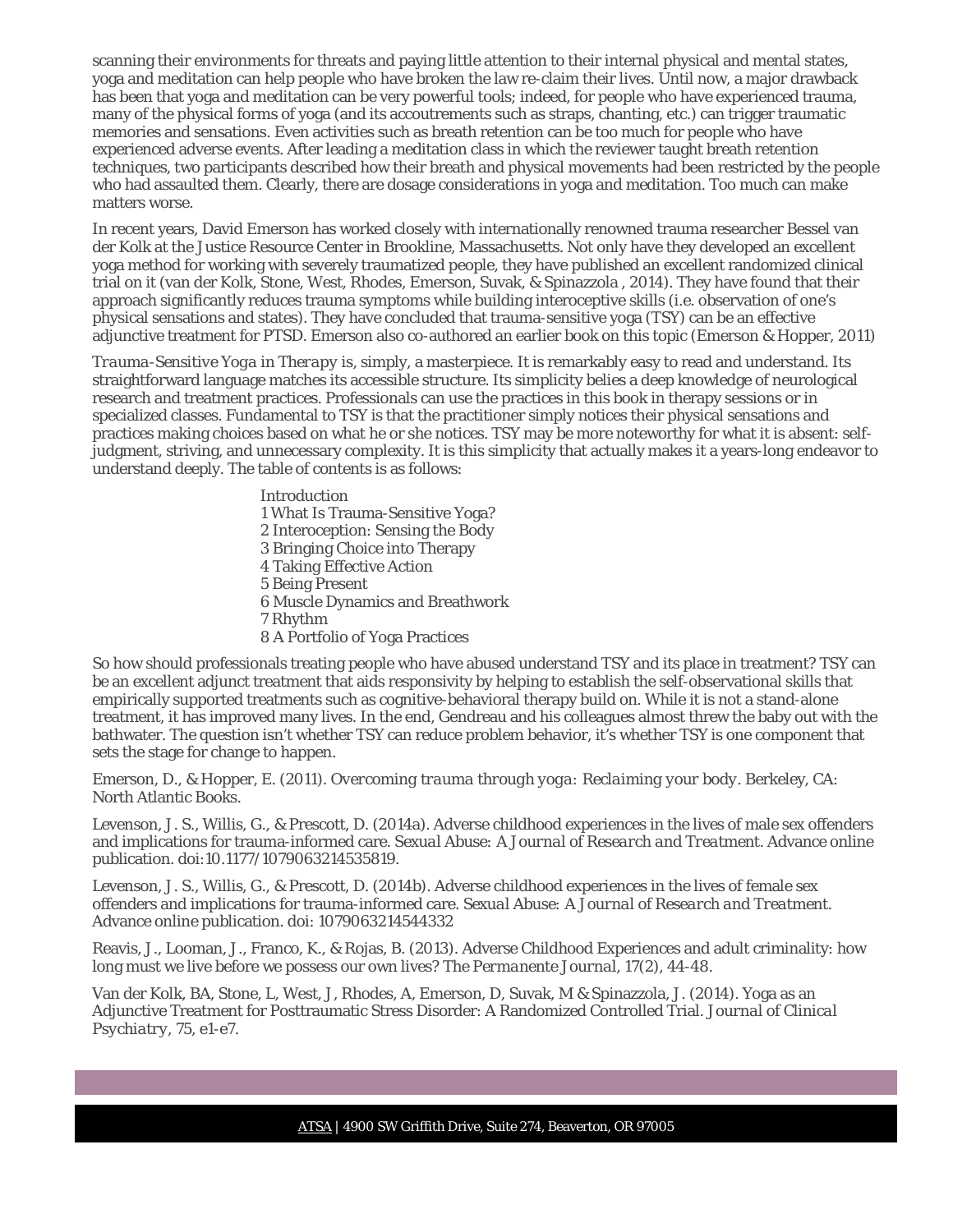scanning their environments for threats and paying little attention to their internal physical and mental states, yoga and meditation can help people who have broken the law re-claim their lives. Until now, a major drawback has been that yoga and meditation can be very powerful tools; indeed, for people who have experienced trauma, many of the physical forms of yoga (and its accoutrements such as straps, chanting, etc.) can trigger traumatic memories and sensations. Even activities such as breath retention can be too much for people who have experienced adverse events. After leading a meditation class in which the reviewer taught breath retention techniques, two participants described how their breath and physical movements had been restricted by the people who had assaulted them. Clearly, there are dosage considerations in yoga and meditation. Too much can make matters worse.

In recent years, David Emerson has worked closely with internationally renowned trauma researcher Bessel van der Kolk at the Justice Resource Center in Brookline, Massachusetts. Not only have they developed an excellent yoga method for working with severely traumatized people, they have published an excellent randomized clinical trial on it (van der Kolk, Stone, West, Rhodes, Emerson, Suvak, & Spinazzola , 2014). They have found that their approach significantly reduces trauma symptoms while building interoceptive skills (i.e. observation of one's physical sensations and states). They have concluded that trauma-sensitive yoga (TSY) can be an effective adjunctive treatment for PTSD. Emerson also co-authored an earlier book on this topic (Emerson & Hopper, 2011)

*Trauma-Sensitive Yoga in Therapy* is, simply, a masterpiece. It is remarkably easy to read and understand. Its straightforward language matches its accessible structure. Its simplicity belies a deep knowledge of neurological research and treatment practices. Professionals can use the practices in this book in therapy sessions or in specialized classes. Fundamental to TSY is that the practitioner simply notices their physical sensations and practices making choices based on what he or she notices. TSY may be more noteworthy for what it is absent: self-judgment, striving, and unnecessary complexity. It is this simplicity that actually makes it a years-long endeavor to understand deeply. The table of contents is as follows:

Introduction
1 What Is Trauma-Sensitive Yoga?
2 Interoception: Sensing the Body
3 Bringing Choice into Therapy
4 Taking Effective Action
5 Being Present
6 Muscle Dynamics and Breathwork
7 Rhythm
8 A Portfolio of Yoga Practices

So how should professionals treating people who have abused understand TSY and its place in treatment? TSY can be an excellent adjunct treatment that aids responsivity by helping to establish the self-observational skills that empirically supported treatments such as cognitive-behavioral therapy build on. While it is not a stand-alone treatment, it has improved many lives. In the end, Gendreau and his colleagues almost threw the baby out with the bathwater. The question isn't whether TSY can reduce problem behavior, it's whether TSY is one component that sets the stage for change to happen.

Emerson, D., & Hopper, E. (2011). *Overcoming trauma through yoga: Reclaiming your body*. Berkeley, CA: North Atlantic Books.

Levenson, J. S., Willis, G., & Prescott, D. (2014a). Adverse childhood experiences in the lives of male sex offenders and implications for trauma-informed care. *Sexual Abuse: A Journal of Research and Treatment*. Advance online publication. doi:10.1177/1079063214535819.

Levenson, J. S., Willis, G., & Prescott, D. (2014b). Adverse childhood experiences in the lives of female sex offenders and implications for trauma-informed care. *Sexual Abuse: A Journal of Research and Treatment*. Advance online publication. doi: 1079063214544332

Reavis, J., Looman, J., Franco, K., & Rojas, B. (2013). Adverse Childhood Experiences and adult criminality: how long must we live before we possess our own lives? *The Permanente Journal*, 17(2), 44-48.

Van der Kolk, BA, Stone, L, West, J, Rhodes, A, Emerson, D, Suvak, M & Spinazzola, J. (2014). Yoga as an Adjunctive Treatment for Posttraumatic Stress Disorder: A Randomized Controlled Trial. *Journal of Clinical Psychiatry*, 75, e1-e7.

ATSA | 4900 SW Griffith Drive, Suite 274, Beaverton, OR 97005